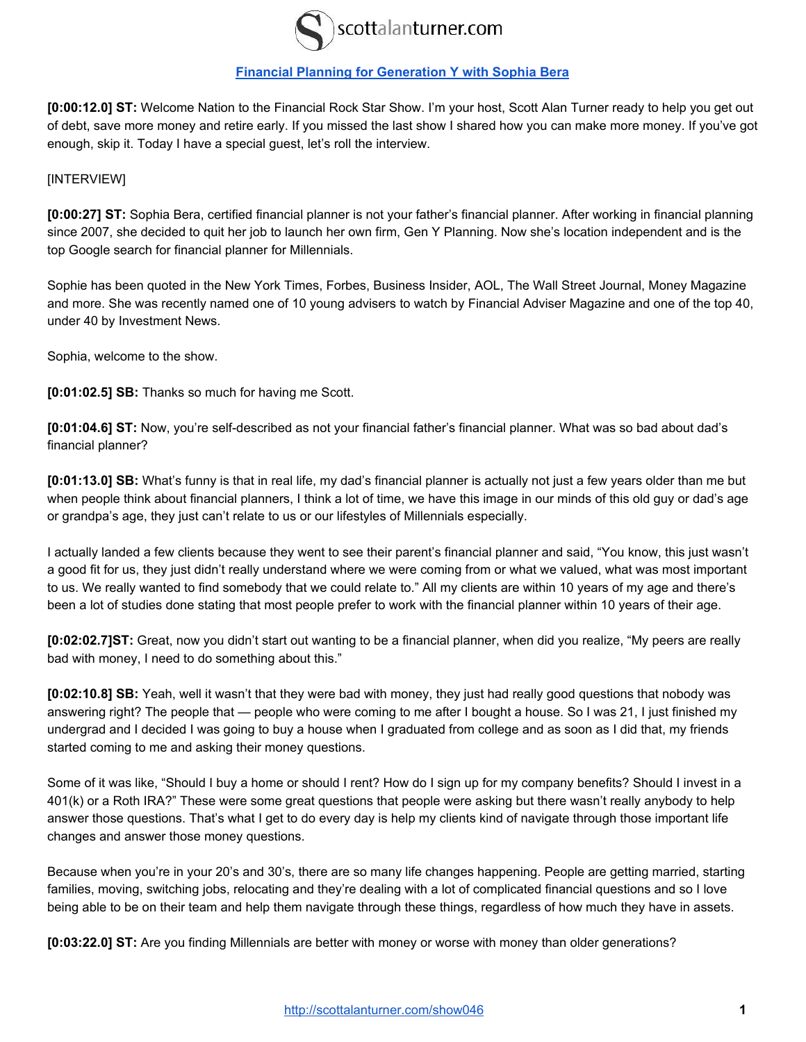# Financial Planning for Generation Y with Sophia Bera

**[0:00:12.0] ST:** Welcome Nation to the Financial Rock Star Show. I'm your host, Scott Alan Turner ready to help you get out of debt, save more money and retire early. If you missed the last show I shared how you can make more money. If you've got enough, skip it. Today I have a special guest, let's roll the interview.

[INTERVIEW]

**[0:00:27] ST:** Sophia Bera, certified financial planner is not your father's financial planner. After working in financial planning since 2007, she decided to quit her job to launch her own firm, Gen Y Planning. Now she's location independent and is the top Google search for financial planner for Millennials.

Sophie has been quoted in the New York Times, Forbes, Business Insider, AOL, The Wall Street Journal, Money Magazine and more. She was recently named one of 10 young advisers to watch by Financial Adviser Magazine and one of the top 40, under 40 by Investment News.

Sophia, welcome to the show.

**[0:01:02.5] SB:** Thanks so much for having me Scott.

**[0:01:04.6] ST:** Now, you're self-described as not your financial father's financial planner. What was so bad about dad's financial planner?

**[0:01:13.0] SB:** What's funny is that in real life, my dad's financial planner is actually not just a few years older than me but when people think about financial planners, I think a lot of time, we have this image in our minds of this old guy or dad's age or grandpa's age, they just can't relate to us or our lifestyles of Millennials especially.

I actually landed a few clients because they went to see their parent's financial planner and said, "You know, this just wasn't a good fit for us, they just didn't really understand where we were coming from or what we valued, what was most important to us. We really wanted to find somebody that we could relate to." All my clients are within 10 years of my age and there's been a lot of studies done stating that most people prefer to work with the financial planner within 10 years of their age.

**[0:02:02.7]ST:** Great, now you didn't start out wanting to be a financial planner, when did you realize, "My peers are really bad with money, I need to do something about this."

**[0:02:10.8] SB:** Yeah, well it wasn't that they were bad with money, they just had really good questions that nobody was answering right? The people that — people who were coming to me after I bought a house. So I was 21, I just finished my undergrad and I decided I was going to buy a house when I graduated from college and as soon as I did that, my friends started coming to me and asking their money questions.

Some of it was like, "Should I buy a home or should I rent? How do I sign up for my company benefits? Should I invest in a 401(k) or a Roth IRA?" These were some great questions that people were asking but there wasn't really anybody to help answer those questions. That's what I get to do every day is help my clients kind of navigate through those important life changes and answer those money questions.

Because when you're in your 20's and 30's, there are so many life changes happening. People are getting married, starting families, moving, switching jobs, relocating and they're dealing with a lot of complicated financial questions and so I love being able to be on their team and help them navigate through these things, regardless of how much they have in assets.

**[0:03:22.0] ST:** Are you finding Millennials are better with money or worse with money than older generations?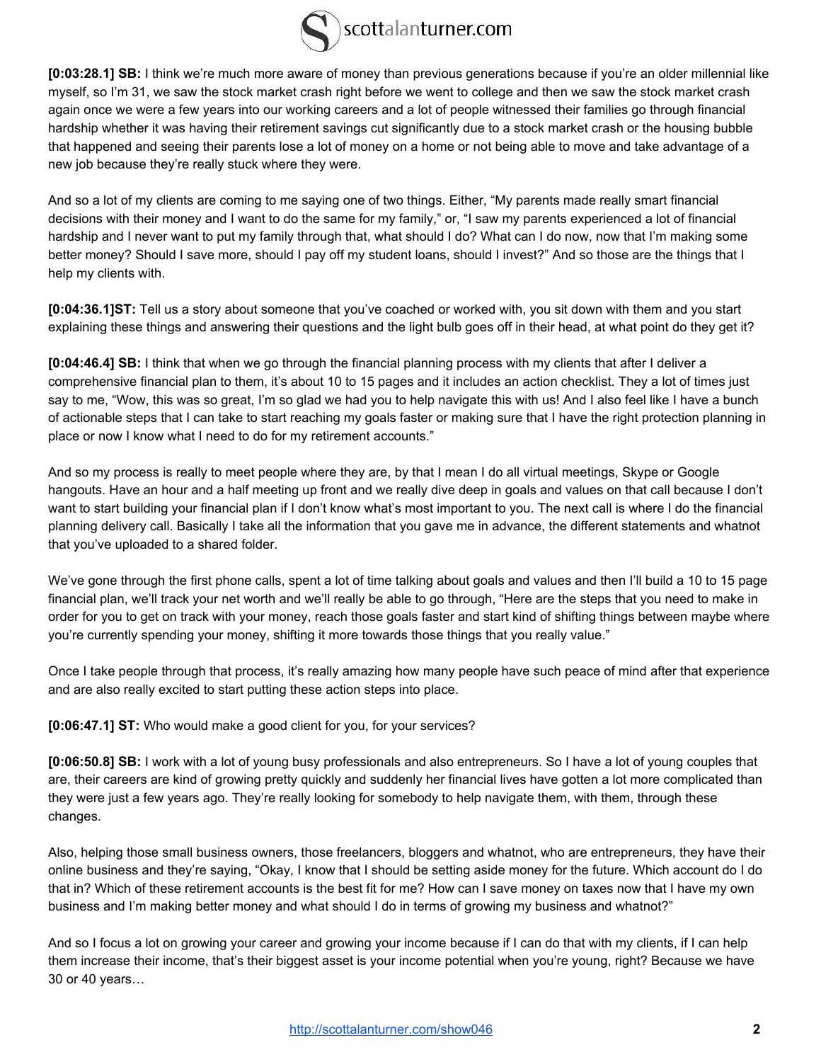**[0:03:28.1] SB:** I think we're much more aware of money than previous generations because if you're an older millennial like myself, so I'm 31, we saw the stock market crash right before we went to college and then we saw the stock market crash again once we were a few years into our working careers and a lot of people witnessed their families go through financial hardship whether it was having their retirement savings cut significantly due to a stock market crash or the housing bubble that happened and seeing their parents lose a lot of money on a home or not being able to move and take advantage of a new job because they're really stuck where they were.

And so a lot of my clients are coming to me saying one of two things. Either, "My parents made really smart financial decisions with their money and I want to do the same for my family," or, "I saw my parents experienced a lot of financial hardship and I never want to put my family through that, what should I do? What can I do now, now that I'm making some better money? Should I save more, should I pay off my student loans, should I invest?" And so those are the things that I help my clients with.

**[0:04:36.1]ST:** Tell us a story about someone that you've coached or worked with, you sit down with them and you start explaining these things and answering their questions and the light bulb goes off in their head, at what point do they get it?

**[0:04:46.4] SB:** I think that when we go through the financial planning process with my clients that after I deliver a comprehensive financial plan to them, it's about 10 to 15 pages and it includes an action checklist. They a lot of times just say to me, "Wow, this was so great, I'm so glad we had you to help navigate this with us! And I also feel like I have a bunch of actionable steps that I can take to start reaching my goals faster or making sure that I have the right protection planning in place or now I know what I need to do for my retirement accounts."

And so my process is really to meet people where they are, by that I mean I do all virtual meetings, Skype or Google hangouts. Have an hour and a half meeting up front and we really dive deep in goals and values on that call because I don't want to start building your financial plan if I don't know what's most important to you. The next call is where I do the financial planning delivery call. Basically I take all the information that you gave me in advance, the different statements and whatnot that you've uploaded to a shared folder.

We've gone through the first phone calls, spent a lot of time talking about goals and values and then I'll build a 10 to 15 page financial plan, we'll track your net worth and we'll really be able to go through, "Here are the steps that you need to make in order for you to get on track with your money, reach those goals faster and start kind of shifting things between maybe where you're currently spending your money, shifting it more towards those things that you really value."

Once I take people through that process, it's really amazing how many people have such peace of mind after that experience and are also really excited to start putting these action steps into place.

**[0:06:47.1] ST:** Who would make a good client for you, for your services?

**[0:06:50.8] SB:** I work with a lot of young busy professionals and also entrepreneurs. So I have a lot of young couples that are, their careers are kind of growing pretty quickly and suddenly her financial lives have gotten a lot more complicated than they were just a few years ago. They're really looking for somebody to help navigate them, with them, through these changes.

Also, helping those small business owners, those freelancers, bloggers and whatnot, who are entrepreneurs, they have their online business and they're saying, "Okay, I know that I should be setting aside money for the future. Which account do I do that in? Which of these retirement accounts is the best fit for me? How can I save money on taxes now that I have my own business and I'm making better money and what should I do in terms of growing my business and whatnot?"

And so I focus a lot on growing your career and growing your income because if I can do that with my clients, if I can help them increase their income, that's their biggest asset is your income potential when you're young, right? Because we have 30 or 40 years…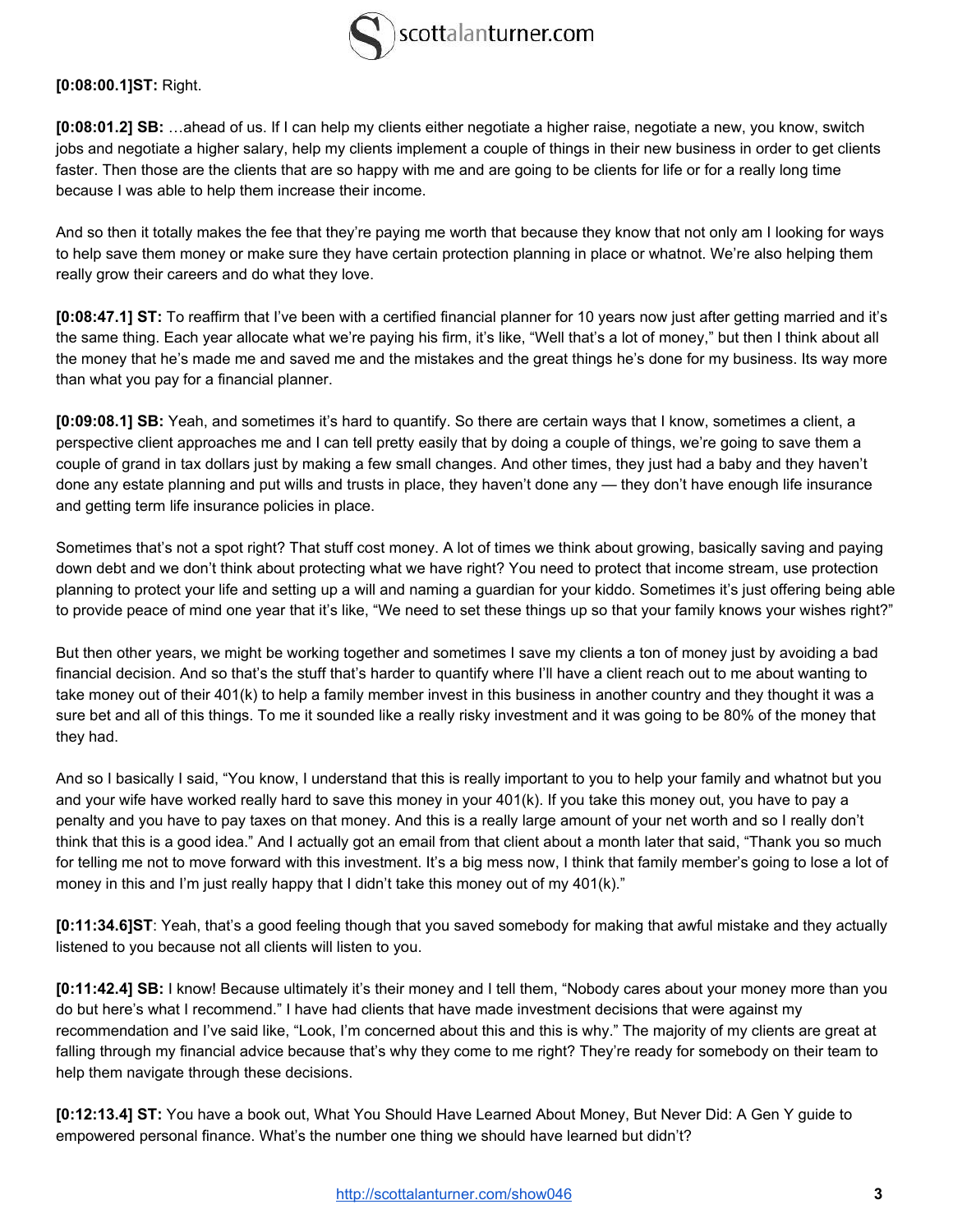**[0:08:00.1]ST:** Right.

**[0:08:01.2] SB:** …ahead of us. If I can help my clients either negotiate a higher raise, negotiate a new, you know, switch jobs and negotiate a higher salary, help my clients implement a couple of things in their new business in order to get clients faster. Then those are the clients that are so happy with me and are going to be clients for life or for a really long time because I was able to help them increase their income.

And so then it totally makes the fee that they're paying me worth that because they know that not only am I looking for ways to help save them money or make sure they have certain protection planning in place or whatnot. We're also helping them really grow their careers and do what they love.

**[0:08:47.1] ST:** To reaffirm that I've been with a certified financial planner for 10 years now just after getting married and it's the same thing. Each year allocate what we're paying his firm, it's like, "Well that's a lot of money," but then I think about all the money that he's made me and saved me and the mistakes and the great things he's done for my business. Its way more than what you pay for a financial planner.

**[0:09:08.1] SB:** Yeah, and sometimes it's hard to quantify. So there are certain ways that I know, sometimes a client, a perspective client approaches me and I can tell pretty easily that by doing a couple of things, we're going to save them a couple of grand in tax dollars just by making a few small changes. And other times, they just had a baby and they haven't done any estate planning and put wills and trusts in place, they haven't done any — they don't have enough life insurance and getting term life insurance policies in place.

Sometimes that's not a spot right? That stuff cost money. A lot of times we think about growing, basically saving and paying down debt and we don't think about protecting what we have right? You need to protect that income stream, use protection planning to protect your life and setting up a will and naming a guardian for your kiddo. Sometimes it's just offering being able to provide peace of mind one year that it's like, "We need to set these things up so that your family knows your wishes right?"

But then other years, we might be working together and sometimes I save my clients a ton of money just by avoiding a bad financial decision. And so that's the stuff that's harder to quantify where I'll have a client reach out to me about wanting to take money out of their 401(k) to help a family member invest in this business in another country and they thought it was a sure bet and all of this things. To me it sounded like a really risky investment and it was going to be 80% of the money that they had.

And so I basically I said, "You know, I understand that this is really important to you to help your family and whatnot but you and your wife have worked really hard to save this money in your 401(k). If you take this money out, you have to pay a penalty and you have to pay taxes on that money. And this is a really large amount of your net worth and so I really don't think that this is a good idea." And I actually got an email from that client about a month later that said, "Thank you so much for telling me not to move forward with this investment. It's a big mess now, I think that family member's going to lose a lot of money in this and I'm just really happy that I didn't take this money out of my 401(k)."

**[0:11:34.6]ST**: Yeah, that's a good feeling though that you saved somebody for making that awful mistake and they actually listened to you because not all clients will listen to you.

**[0:11:42.4] SB:** I know! Because ultimately it's their money and I tell them, "Nobody cares about your money more than you do but here's what I recommend." I have had clients that have made investment decisions that were against my recommendation and I've said like, "Look, I'm concerned about this and this is why." The majority of my clients are great at falling through my financial advice because that's why they come to me right? They're ready for somebody on their team to help them navigate through these decisions.

**[0:12:13.4] ST:** You have a book out, What You Should Have Learned About Money, But Never Did: A Gen Y guide to empowered personal finance. What's the number one thing we should have learned but didn't?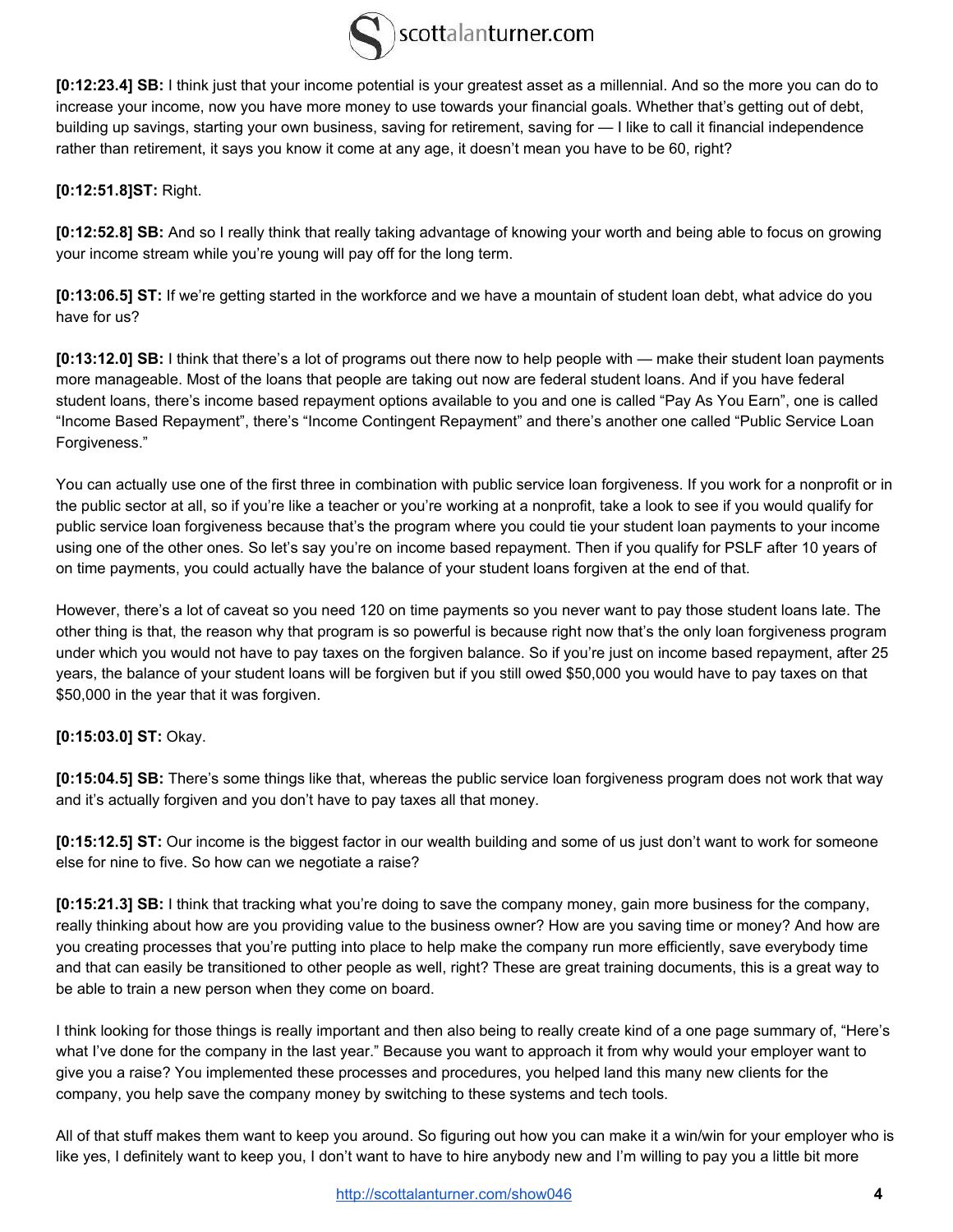**[0:12:23.4] SB:** I think just that your income potential is your greatest asset as a millennial. And so the more you can do to increase your income, now you have more money to use towards your financial goals. Whether that's getting out of debt, building up savings, starting your own business, saving for retirement, saving for — I like to call it financial independence rather than retirement, it says you know it come at any age, it doesn't mean you have to be 60, right?

**[0:12:51.8]ST:** Right.

**[0:12:52.8] SB:** And so I really think that really taking advantage of knowing your worth and being able to focus on growing your income stream while you're young will pay off for the long term.

**[0:13:06.5] ST:** If we're getting started in the workforce and we have a mountain of student loan debt, what advice do you have for us?

**[0:13:12.0] SB:** I think that there's a lot of programs out there now to help people with — make their student loan payments more manageable. Most of the loans that people are taking out now are federal student loans. And if you have federal student loans, there's income based repayment options available to you and one is called "Pay As You Earn", one is called "Income Based Repayment", there's "Income Contingent Repayment" and there's another one called "Public Service Loan Forgiveness."

You can actually use one of the first three in combination with public service loan forgiveness. If you work for a nonprofit or in the public sector at all, so if you're like a teacher or you're working at a nonprofit, take a look to see if you would qualify for public service loan forgiveness because that's the program where you could tie your student loan payments to your income using one of the other ones. So let's say you're on income based repayment. Then if you qualify for PSLF after 10 years of on time payments, you could actually have the balance of your student loans forgiven at the end of that.

However, there's a lot of caveat so you need 120 on time payments so you never want to pay those student loans late. The other thing is that, the reason why that program is so powerful is because right now that's the only loan forgiveness program under which you would not have to pay taxes on the forgiven balance. So if you're just on income based repayment, after 25 years, the balance of your student loans will be forgiven but if you still owed $50,000 you would have to pay taxes on that $50,000 in the year that it was forgiven.

**[0:15:03.0] ST:** Okay.

**[0:15:04.5] SB:** There's some things like that, whereas the public service loan forgiveness program does not work that way and it's actually forgiven and you don't have to pay taxes all that money.

**[0:15:12.5] ST:** Our income is the biggest factor in our wealth building and some of us just don't want to work for someone else for nine to five. So how can we negotiate a raise?

**[0:15:21.3] SB:** I think that tracking what you're doing to save the company money, gain more business for the company, really thinking about how are you providing value to the business owner? How are you saving time or money? And how are you creating processes that you're putting into place to help make the company run more efficiently, save everybody time and that can easily be transitioned to other people as well, right? These are great training documents, this is a great way to be able to train a new person when they come on board.

I think looking for those things is really important and then also being to really create kind of a one page summary of, "Here's what I've done for the company in the last year." Because you want to approach it from why would your employer want to give you a raise? You implemented these processes and procedures, you helped land this many new clients for the company, you help save the company money by switching to these systems and tech tools.

All of that stuff makes them want to keep you around. So figuring out how you can make it a win/win for your employer who is like yes, I definitely want to keep you, I don't want to have to hire anybody new and I'm willing to pay you a little bit more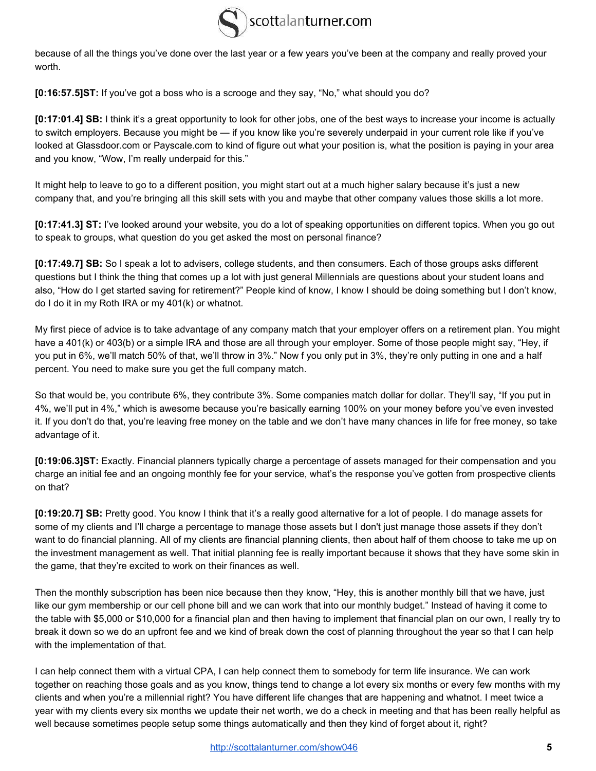because of all the things you've done over the last year or a few years you've been at the company and really proved your worth.

**[0:16:57.5]ST:** If you've got a boss who is a scrooge and they say, "No," what should you do?

**[0:17:01.4] SB:** I think it's a great opportunity to look for other jobs, one of the best ways to increase your income is actually to switch employers. Because you might be — if you know like you're severely underpaid in your current role like if you've looked at Glassdoor.com or Payscale.com to kind of figure out what your position is, what the position is paying in your area and you know, "Wow, I'm really underpaid for this."

It might help to leave to go to a different position, you might start out at a much higher salary because it's just a new company that, and you're bringing all this skill sets with you and maybe that other company values those skills a lot more.

**[0:17:41.3] ST:** I've looked around your website, you do a lot of speaking opportunities on different topics. When you go out to speak to groups, what question do you get asked the most on personal finance?

**[0:17:49.7] SB:** So I speak a lot to advisers, college students, and then consumers. Each of those groups asks different questions but I think the thing that comes up a lot with just general Millennials are questions about your student loans and also, "How do I get started saving for retirement?" People kind of know, I know I should be doing something but I don't know, do I do it in my Roth IRA or my 401(k) or whatnot.

My first piece of advice is to take advantage of any company match that your employer offers on a retirement plan. You might have a 401(k) or 403(b) or a simple IRA and those are all through your employer. Some of those people might say, "Hey, if you put in 6%, we'll match 50% of that, we'll throw in 3%." Now f you only put in 3%, they're only putting in one and a half percent. You need to make sure you get the full company match.

So that would be, you contribute 6%, they contribute 3%. Some companies match dollar for dollar. They'll say, "If you put in 4%, we'll put in 4%," which is awesome because you're basically earning 100% on your money before you've even invested it. If you don't do that, you're leaving free money on the table and we don't have many chances in life for free money, so take advantage of it.

**[0:19:06.3]ST:** Exactly. Financial planners typically charge a percentage of assets managed for their compensation and you charge an initial fee and an ongoing monthly fee for your service, what's the response you've gotten from prospective clients on that?

**[0:19:20.7] SB:** Pretty good. You know I think that it's a really good alternative for a lot of people. I do manage assets for some of my clients and I'll charge a percentage to manage those assets but I don't just manage those assets if they don't want to do financial planning. All of my clients are financial planning clients, then about half of them choose to take me up on the investment management as well. That initial planning fee is really important because it shows that they have some skin in the game, that they're excited to work on their finances as well.

Then the monthly subscription has been nice because then they know, "Hey, this is another monthly bill that we have, just like our gym membership or our cell phone bill and we can work that into our monthly budget." Instead of having it come to the table with $5,000 or $10,000 for a financial plan and then having to implement that financial plan on our own, I really try to break it down so we do an upfront fee and we kind of break down the cost of planning throughout the year so that I can help with the implementation of that.

I can help connect them with a virtual CPA, I can help connect them to somebody for term life insurance. We can work together on reaching those goals and as you know, things tend to change a lot every six months or every few months with my clients and when you're a millennial right? You have different life changes that are happening and whatnot. I meet twice a year with my clients every six months we update their net worth, we do a check in meeting and that has been really helpful as well because sometimes people setup some things automatically and then they kind of forget about it, right?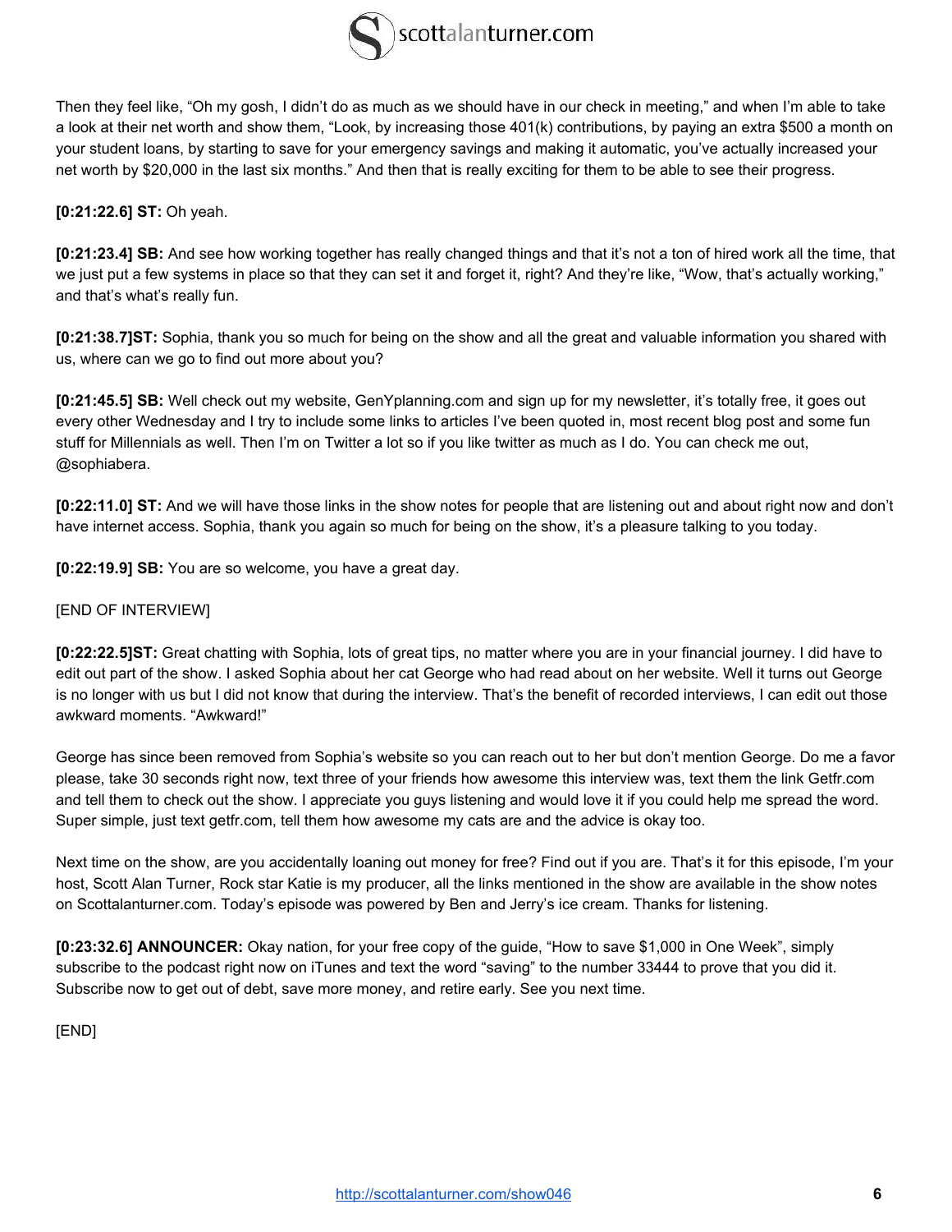Then they feel like, "Oh my gosh, I didn't do as much as we should have in our check in meeting," and when I'm able to take a look at their net worth and show them, "Look, by increasing those 401(k) contributions, by paying an extra $500 a month on your student loans, by starting to save for your emergency savings and making it automatic, you've actually increased your net worth by $20,000 in the last six months." And then that is really exciting for them to be able to see their progress.

**[0:21:22.6] ST:** Oh yeah.

**[0:21:23.4] SB:** And see how working together has really changed things and that it's not a ton of hired work all the time, that we just put a few systems in place so that they can set it and forget it, right? And they're like, "Wow, that's actually working," and that's what's really fun.

**[0:21:38.7]ST:** Sophia, thank you so much for being on the show and all the great and valuable information you shared with us, where can we go to find out more about you?

**[0:21:45.5] SB:** Well check out my website, GenYplanning.com and sign up for my newsletter, it's totally free, it goes out every other Wednesday and I try to include some links to articles I've been quoted in, most recent blog post and some fun stuff for Millennials as well. Then I'm on Twitter a lot so if you like twitter as much as I do. You can check me out, @sophiabera.

**[0:22:11.0] ST:** And we will have those links in the show notes for people that are listening out and about right now and don't have internet access. Sophia, thank you again so much for being on the show, it's a pleasure talking to you today.

**[0:22:19.9] SB:** You are so welcome, you have a great day.

[END OF INTERVIEW]

**[0:22:22.5]ST:** Great chatting with Sophia, lots of great tips, no matter where you are in your financial journey. I did have to edit out part of the show. I asked Sophia about her cat George who had read about on her website. Well it turns out George is no longer with us but I did not know that during the interview. That's the benefit of recorded interviews, I can edit out those awkward moments. "Awkward!"

George has since been removed from Sophia's website so you can reach out to her but don't mention George. Do me a favor please, take 30 seconds right now, text three of your friends how awesome this interview was, text them the link Getfr.com and tell them to check out the show. I appreciate you guys listening and would love it if you could help me spread the word. Super simple, just text getfr.com, tell them how awesome my cats are and the advice is okay too.

Next time on the show, are you accidentally loaning out money for free? Find out if you are. That's it for this episode, I'm your host, Scott Alan Turner, Rock star Katie is my producer, all the links mentioned in the show are available in the show notes on Scottalanturner.com. Today's episode was powered by Ben and Jerry's ice cream. Thanks for listening.

**[0:23:32.6] ANNOUNCER:** Okay nation, for your free copy of the guide, "How to save $1,000 in One Week", simply subscribe to the podcast right now on iTunes and text the word "saving" to the number 33444 to prove that you did it. Subscribe now to get out of debt, save more money, and retire early. See you next time.

[END]